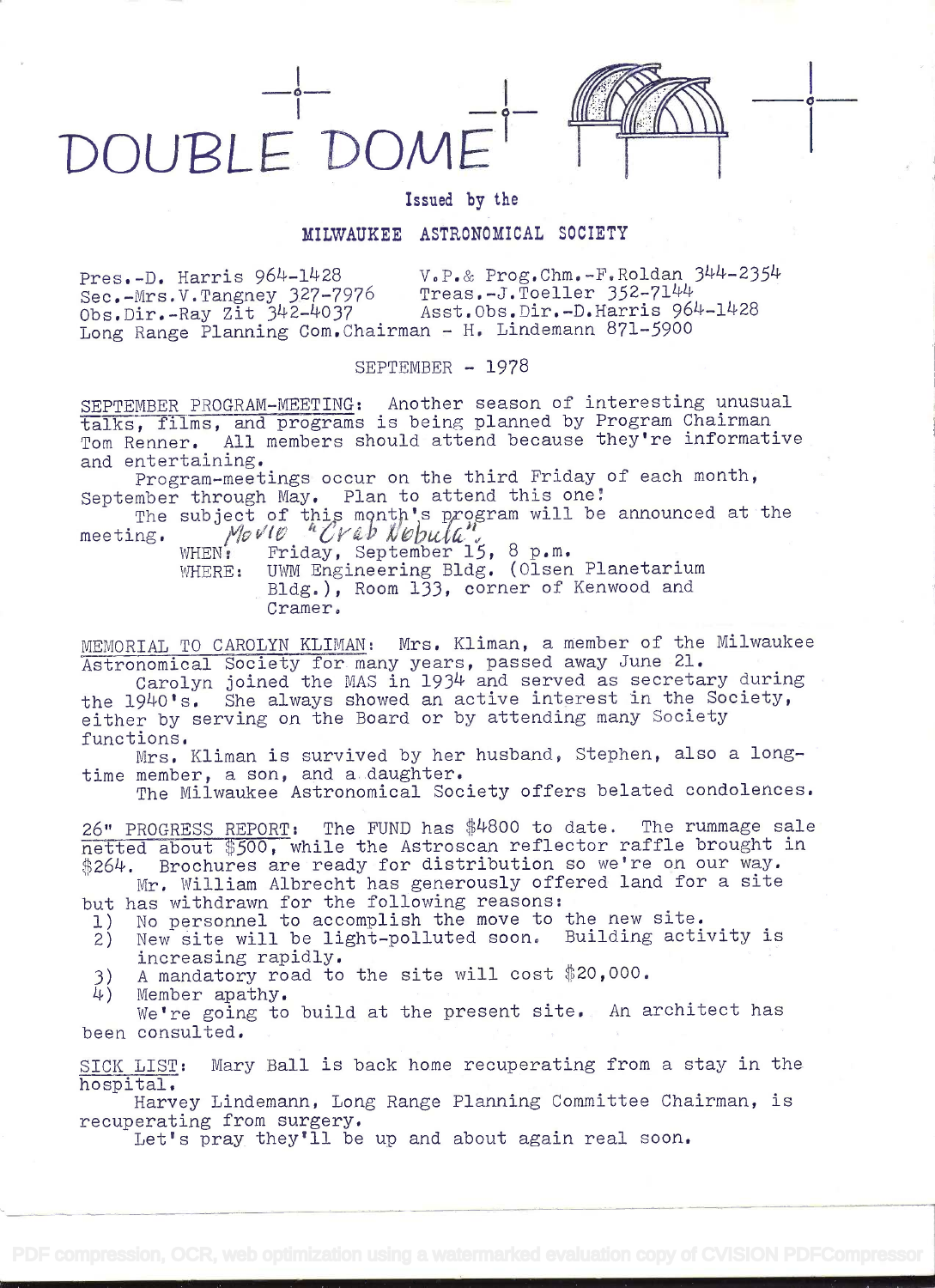# DOUBLE DOME

Issued by the

**MILWAUKEE ASTRONOMICAL SOCIETY**

Pres.-D. Harris 964-1428 V.P.& Prog.Chm.-F.Roldan 344-2354
Sec.-Mrs.V.Tangney 327-7976 Treas.-J.Toeller 352-7144
Obs.Dir.-Ray Zit 342-4037 Asst.Obs.Dir.-D.Harris 964-1428
Long Range Planning Com.Chairman - H. Lindemann 871-5900

SEPTEMBER - 1978

SEPTEMBER PROGRAM-MEETING: Another season of interesting unusual talks, films, and programs is being planned by Program Chairman Tom Renner. All members should attend because they're informative and entertaining.

Program-meetings occur on the third Friday of each month, September through May. Plan to attend this one!

The subject of this month's program will be announced at the meeting. *Movie "Crab Nebula".*

WHEN: Friday, September 15, 8 p.m.
WHERE: UWM Engineering Bldg. (Olsen Planetarium Bldg.), Room 133, corner of Kenwood and Cramer.

MEMORIAL TO CAROLYN KLIMAN: Mrs. Kliman, a member of the Milwaukee Astronomical Society for many years, passed away June 21.

Carolyn joined the MAS in 1934 and served as secretary during the 1940's. She always showed an active interest in the Society, either by serving on the Board or by attending many Society functions.

Mrs. Kliman is survived by her husband, Stephen, also a long-time member, a son, and a daughter.

The Milwaukee Astronomical Society offers belated condolences.

26" PROGRESS REPORT: The FUND has $4800 to date. The rummage sale netted about $500, while the Astroscan reflector raffle brought in $264. Brochures are ready for distribution so we're on our way.

Mr. William Albrecht has generously offered land for a site but has withdrawn for the following reasons:

1) No personnel to accomplish the move to the new site.
2) New site will be light-polluted soon. Building activity is increasing rapidly.
3) A mandatory road to the site will cost $20,000.
4) Member apathy.

We're going to build at the present site. An architect has been consulted.

SICK LIST: Mary Ball is back home recuperating from a stay in the hospital.

Harvey Lindemann, Long Range Planning Committee Chairman, is recuperating from surgery.

Let's pray they'll be up and about again real soon.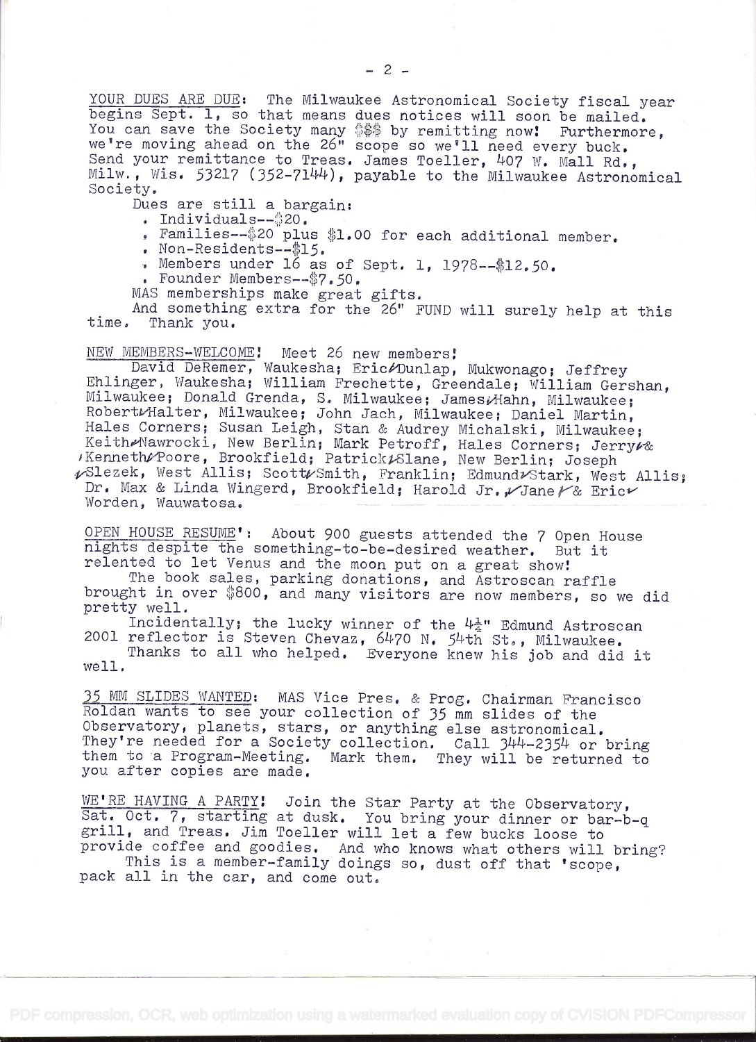YOUR DUES ARE DUE: The Milwaukee Astronomical Society fiscal year begins Sept. 1, so that means dues notices will soon be mailed. You can save the Society many $$$ by remitting now! Furthermore, we're moving ahead on the 26" scope so we'll need every buck. Send your remittance to Treas. James Toeller, 407 W. Mall Rd., Milw., Wis. 53217 (352-7144), payable to the Milwaukee Astronomical Society.

Dues are still a bargain:

- Individuals--$20.
- Families--$20 plus $1.00 for each additional member.
- Non-Residents--$15.
- Members under 16 as of Sept. 1, 1978--$12.50.
- Founder Members--$7.50.

MAS memberships make great gifts.

And something extra for the 26" FUND will surely help at this time. Thank you.

NEW MEMBERS-WELCOME! Meet 26 new members!

David DeRemer, Waukesha; Eric Dunlap, Mukwonago; Jeffrey Ehlinger, Waukesha; William Frechette, Greendale; William Gershan, Milwaukee; Donald Grenda, S. Milwaukee; James Hahn, Milwaukee; Robert Halter, Milwaukee; John Jach, Milwaukee; Daniel Martin, Hales Corners; Susan Leigh, Stan & Audrey Michalski, Milwaukee; Keith Nawrocki, New Berlin; Mark Petroff, Hales Corners; Jerry & Kenneth Poore, Brookfield; Patrick Slane, New Berlin; Joseph Slezek, West Allis; Scott Smith, Franklin; Edmund Stark, West Allis; Dr. Max & Linda Wingerd, Brookfield; Harold Jr., Jane & Eric Worden, Wauwatosa.

OPEN HOUSE RESUME': About 900 guests attended the 7 Open House nights despite the something-to-be-desired weather. But it relented to let Venus and the moon put on a great show!

The book sales, parking donations, and Astroscan raffle brought in over $800, and many visitors are now members, so we did pretty well.

Incidentally; the lucky winner of the 4½" Edmund Astroscan 2001 reflector is Steven Chevaz, 6470 N. 54th St., Milwaukee.

Thanks to all who helped. Everyone knew his job and did it well.

35 MM SLIDES WANTED: MAS Vice Pres. & Prog. Chairman Francisco Roldan wants to see your collection of 35 mm slides of the Observatory, planets, stars, or anything else astronomical. They're needed for a Society collection. Call 344-2354 or bring them to a Program-Meeting. Mark them. They will be returned to you after copies are made.

WE'RE HAVING A PARTY! Join the Star Party at the Observatory, Sat. Oct. 7, starting at dusk. You bring your dinner or bar-b-q grill, and Treas. Jim Toeller will let a few bucks loose to provide coffee and goodies. And who knows what others will bring?

This is a member-family doings so, dust off that 'scope, pack all in the car, and come out.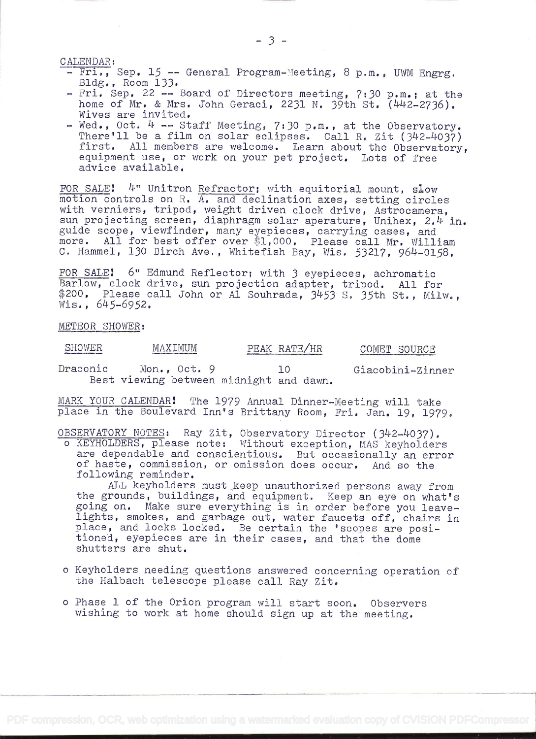CALENDAR:

- Fri., Sep. 15 -- General Program-Meeting, 8 p.m., UWM Engrg. Bldg., Room 133.
- Fri. Sep. 22 -- Board of Directors meeting, 7:30 p.m.; at the home of Mr. & Mrs. John Geraci, 2231 N. 39th St. (442-2736). Wives are invited.
- Wed., Oct. 4 -- Staff Meeting, 7:30 p.m., at the Observatory. There'll be a film on solar eclipses. Call R. Zit (342-4037) first. All members are welcome. Learn about the Observatory, equipment use, or work on your pet project. Lots of free advice available.

FOR SALE! 4" Unitron Refractor; with equitorial mount, slow motion controls on R. A. and declination axes, setting circles with verniers, tripod, weight driven clock drive, Astrocamera, sun projecting screen, diaphragm solar aperature, Unihex, 2.4 in. guide scope, viewfinder, many eyepieces, carrying cases, and more. All for best offer over $1,000. Please call Mr. William C. Hammel, 130 Birch Ave., Whitefish Bay, Wis. 53217, 964-0158.

FOR SALE! 6" Edmund Reflector; with 3 eyepieces, achromatic Barlow, clock drive, sun projection adapter, tripod. All for $200. Please call John or Al Souhrada, 3453 S. 35th St., Milw., Wis., 645-6952.

METEOR SHOWER:

| SHOWER | MAXIMUM | PEAK RATE/HR | COMET SOURCE |
|---|---|---|---|
| Draconic | Mon., Oct. 9 | 10 | Giacobini-Zinner |

Best viewing between midnight and dawn.

MARK YOUR CALENDAR! The 1979 Annual Dinner-Meeting will take place in the Boulevard Inn's Brittany Room, Fri. Jan. 19, 1979.

OBSERVATORY NOTES: Ray Zit, Observatory Director (342-4037).

- KEYHOLDERS, please note: Without exception, MAS keyholders are dependable and conscientious. But occasionally an error of haste, commission, or omission does occur. And so the following reminder.

  ALL keyholders must keep unauthorized persons away from the grounds, buildings, and equipment. Keep an eye on what's going on. Make sure everything is in order before you leave-lights, smokes, and garbage out, water faucets off, chairs in place, and locks locked. Be certain the 'scopes are positioned, eyepieces are in their cases, and that the dome shutters are shut.

- Keyholders needing questions answered concerning operation of the Halbach telescope please call Ray Zit.

- Phase 1 of the Orion program will start soon. Observers wishing to work at home should sign up at the meeting.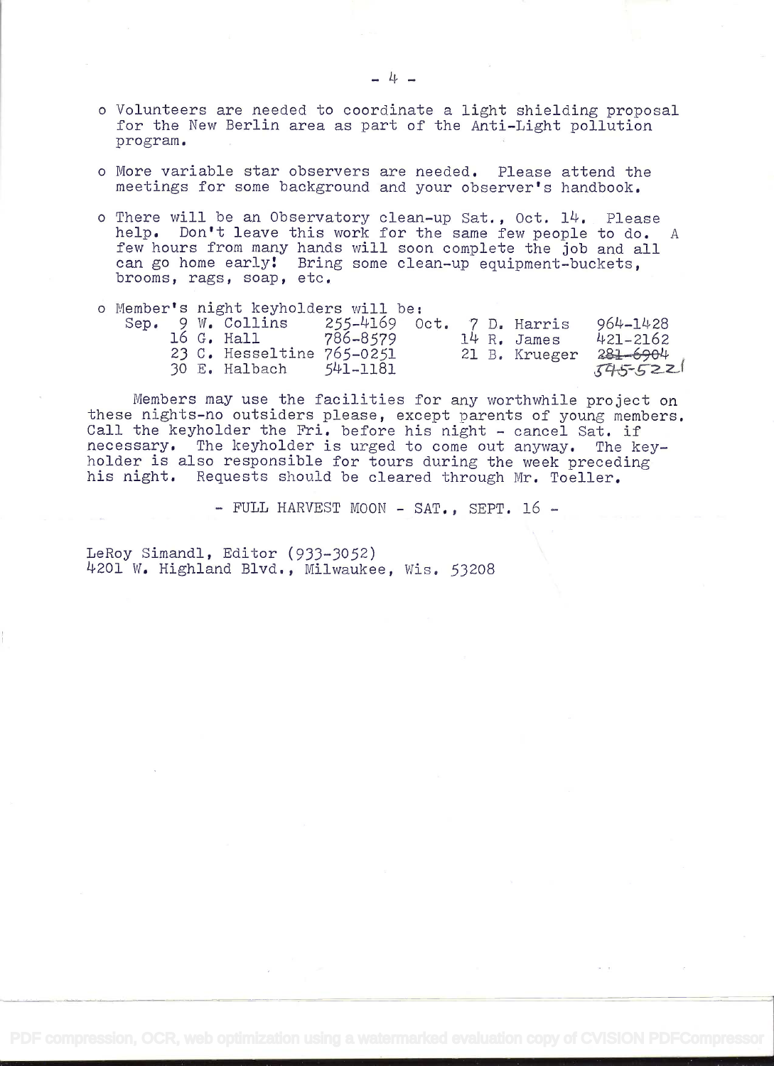- Volunteers are needed to coordinate a light shielding proposal for the New Berlin area as part of the Anti-Light pollution program.

- More variable star observers are needed. Please attend the meetings for some background and your observer's handbook.

- There will be an Observatory clean-up Sat., Oct. 14. Please help. Don't leave this work for the same few people to do. A few hours from many hands will soon complete the job and all can go home early! Bring some clean-up equipment-buckets, brooms, rags, soap, etc.

- Member's night keyholders will be:

| | | | | | |
|---|---|---|---|---|---|
| Sep. 9 | W. Collins | 255-4169 | Oct. 7 | D. Harris | 964-1428 |
| 16 | G. Hall | 786-8579 | 14 | R. James | 421-2162 |
| 23 | C. Hesseltine | 765-0251 | 21 | B. Krueger | ~~281-6904~~ 545-5221 |
| 30 | E. Halbach | 541-1181 | | | |

Members may use the facilities for any worthwhile project on these nights-no outsiders please, except parents of young members. Call the keyholder the Fri. before his night - cancel Sat. if necessary. The keyholder is urged to come out anyway. The keyholder is also responsible for tours during the week preceding his night. Requests should be cleared through Mr. Toeller.

- FULL HARVEST MOON - SAT., SEPT. 16 -

LeRoy Simandl, Editor (933-3052)
4201 W. Highland Blvd., Milwaukee, Wis. 53208